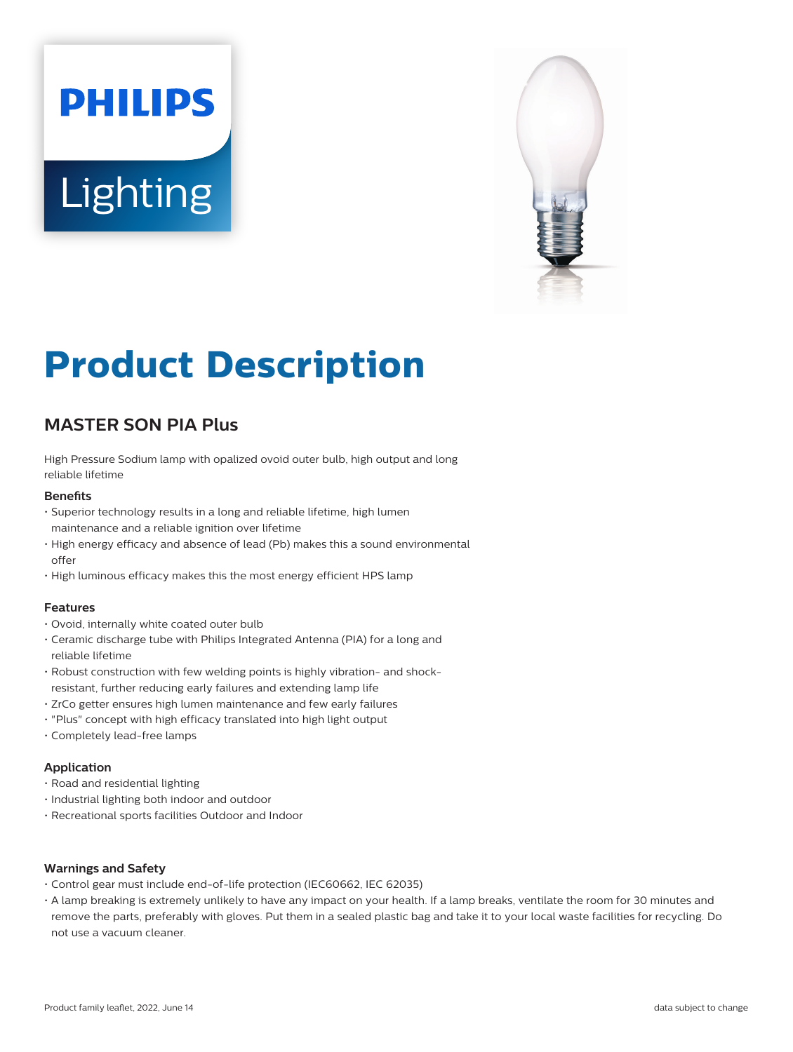PHILIPS

Lighting

# Product Description

## MASTER SON PIA Plus

High Pressure Sodium lamp with opalized ovoid outer bulb, high output and long reliable lifetime

### Benefits

- Superior technology results in a long and reliable lifetime, high lumen maintenance and a reliable ignition over lifetime
- High energy efficacy and absence of lead (Pb) makes this a sound environmental offer
- High luminous efficacy makes this the most energy efficient HPS lamp

### Features

- Ovoid, internally white coated outer bulb
- Ceramic discharge tube with Philips Integrated Antenna (PIA) for a long and reliable lifetime
- Robust construction with few welding points is highly vibration- and shock-resistant, further reducing early failures and extending lamp life
- ZrCo getter ensures high lumen maintenance and few early failures
- "Plus" concept with high efficacy translated into high light output
- Completely lead-free lamps

### Application

- Road and residential lighting
- Industrial lighting both indoor and outdoor
- Recreational sports facilities Outdoor and Indoor

### Warnings and Safety

- Control gear must include end-of-life protection (IEC60662, IEC 62035)
- A lamp breaking is extremely unlikely to have any impact on your health. If a lamp breaks, ventilate the room for 30 minutes and remove the parts, preferably with gloves. Put them in a sealed plastic bag and take it to your local waste facilities for recycling. Do not use a vacuum cleaner.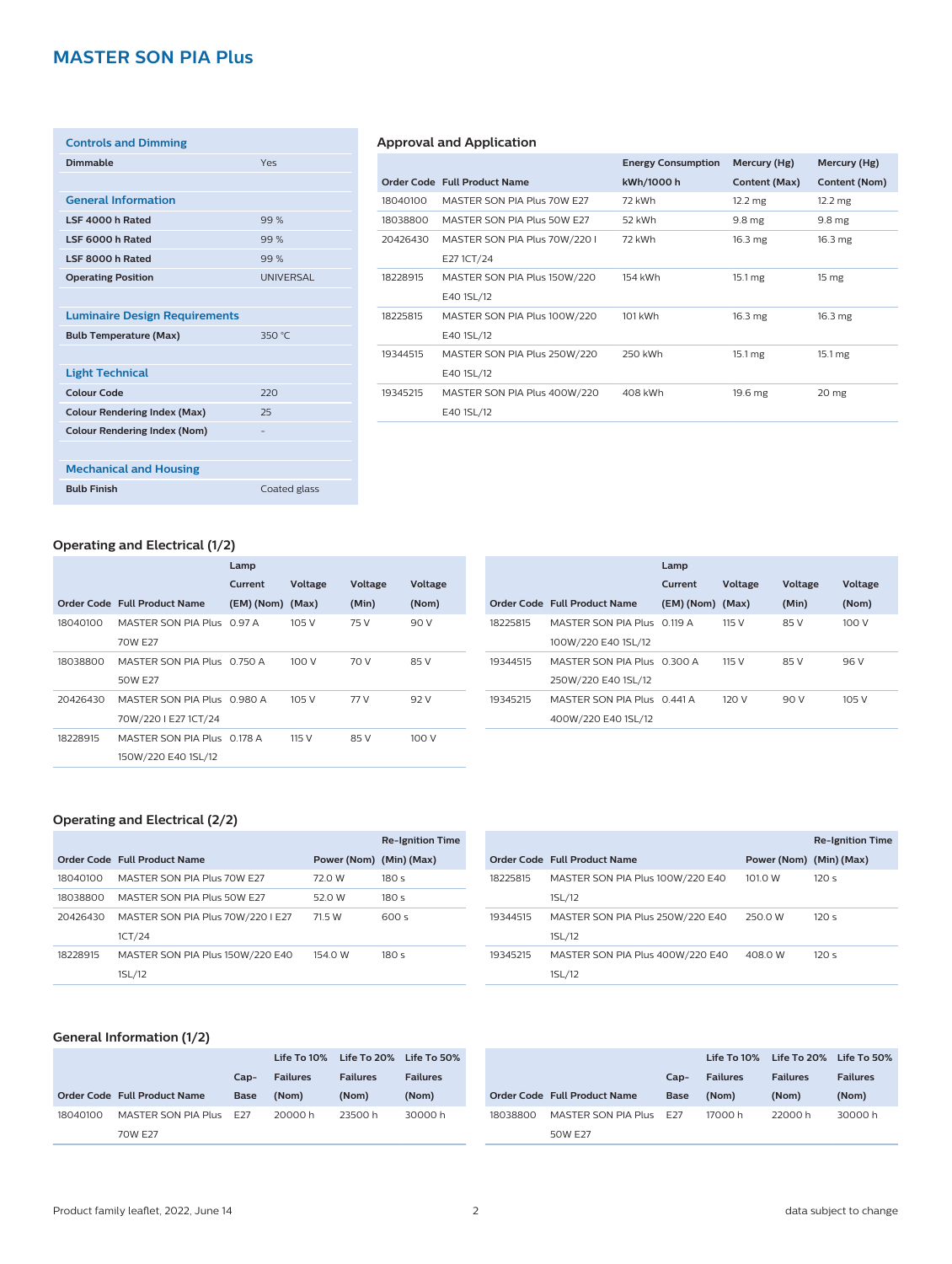# MASTER SON PIA Plus

### Controls and Dimming

| | |
|---|---|
| **Dimmable** | Yes |

### General Information

| | |
|---|---|
| **LSF 4000 h Rated** | 99 % |
| **LSF 6000 h Rated** | 99 % |
| **LSF 8000 h Rated** | 99 % |
| **Operating Position** | UNIVERSAL |

### Luminaire Design Requirements

| | |
|---|---|
| **Bulb Temperature (Max)** | 350 °C |

### Light Technical

| | |
|---|---|
| **Colour Code** | 220 |
| **Colour Rendering Index (Max)** | 25 |
| **Colour Rendering Index (Nom)** | - |

### Mechanical and Housing

| | |
|---|---|
| **Bulb Finish** | Coated glass |

## Approval and Application

| Order Code | Full Product Name | Energy Consumption kWh/1000 h | Mercury (Hg) Content (Max) | Mercury (Hg) Content (Nom) |
|---|---|---|---|---|
| 18040100 | MASTER SON PIA Plus 70W E27 | 72 kWh | 12.2 mg | 12.2 mg |
| 18038800 | MASTER SON PIA Plus 50W E27 | 52 kWh | 9.8 mg | 9.8 mg |
| 20426430 | MASTER SON PIA Plus 70W/220 I E27 1CT/24 | 72 kWh | 16.3 mg | 16.3 mg |
| 18228915 | MASTER SON PIA Plus 150W/220 E40 1SL/12 | 154 kWh | 15.1 mg | 15 mg |
| 18225815 | MASTER SON PIA Plus 100W/220 E40 1SL/12 | 101 kWh | 16.3 mg | 16.3 mg |
| 19344515 | MASTER SON PIA Plus 250W/220 E40 1SL/12 | 250 kWh | 15.1 mg | 15.1 mg |
| 19345215 | MASTER SON PIA Plus 400W/220 E40 1SL/12 | 408 kWh | 19.6 mg | 20 mg |

## Operating and Electrical (1/2)

| Order Code | Full Product Name | Lamp Current (EM) (Nom) | Voltage (Max) | Voltage (Min) | Voltage (Nom) |
|---|---|---|---|---|---|
| 18040100 | MASTER SON PIA Plus 70W E27 | 0.97 A | 105 V | 75 V | 90 V |
| 18038800 | MASTER SON PIA Plus 50W E27 | 0.750 A | 100 V | 70 V | 85 V |
| 20426430 | MASTER SON PIA Plus 70W/220 I E27 1CT/24 | 0.980 A | 105 V | 77 V | 92 V |
| 18228915 | MASTER SON PIA Plus 150W/220 E40 1SL/12 | 0.178 A | 115 V | 85 V | 100 V |
| 18225815 | MASTER SON PIA Plus 100W/220 E40 1SL/12 | 0.119 A | 115 V | 85 V | 100 V |
| 19344515 | MASTER SON PIA Plus 250W/220 E40 1SL/12 | 0.300 A | 115 V | 85 V | 96 V |
| 19345215 | MASTER SON PIA Plus 400W/220 E40 1SL/12 | 0.441 A | 120 V | 90 V | 105 V |

## Operating and Electrical (2/2)

| Order Code | Full Product Name | Power (Nom) | Re-Ignition Time (Min) (Max) |
|---|---|---|---|
| 18040100 | MASTER SON PIA Plus 70W E27 | 72.0 W | 180 s |
| 18038800 | MASTER SON PIA Plus 50W E27 | 52.0 W | 180 s |
| 20426430 | MASTER SON PIA Plus 70W/220 I E27 1CT/24 | 71.5 W | 600 s |
| 18228915 | MASTER SON PIA Plus 150W/220 E40 1SL/12 | 154.0 W | 180 s |
| 18225815 | MASTER SON PIA Plus 100W/220 E40 1SL/12 | 101.0 W | 120 s |
| 19344515 | MASTER SON PIA Plus 250W/220 E40 1SL/12 | 250.0 W | 120 s |
| 19345215 | MASTER SON PIA Plus 400W/220 E40 1SL/12 | 408.0 W | 120 s |

## General Information (1/2)

| Order Code | Full Product Name | Cap-Base | Life To 10% Failures (Nom) | Life To 20% Failures (Nom) | Life To 50% Failures (Nom) |
|---|---|---|---|---|---|
| 18040100 | MASTER SON PIA Plus 70W E27 | E27 | 20000 h | 23500 h | 30000 h |
| 18038800 | MASTER SON PIA Plus 50W E27 | E27 | 17000 h | 22000 h | 30000 h |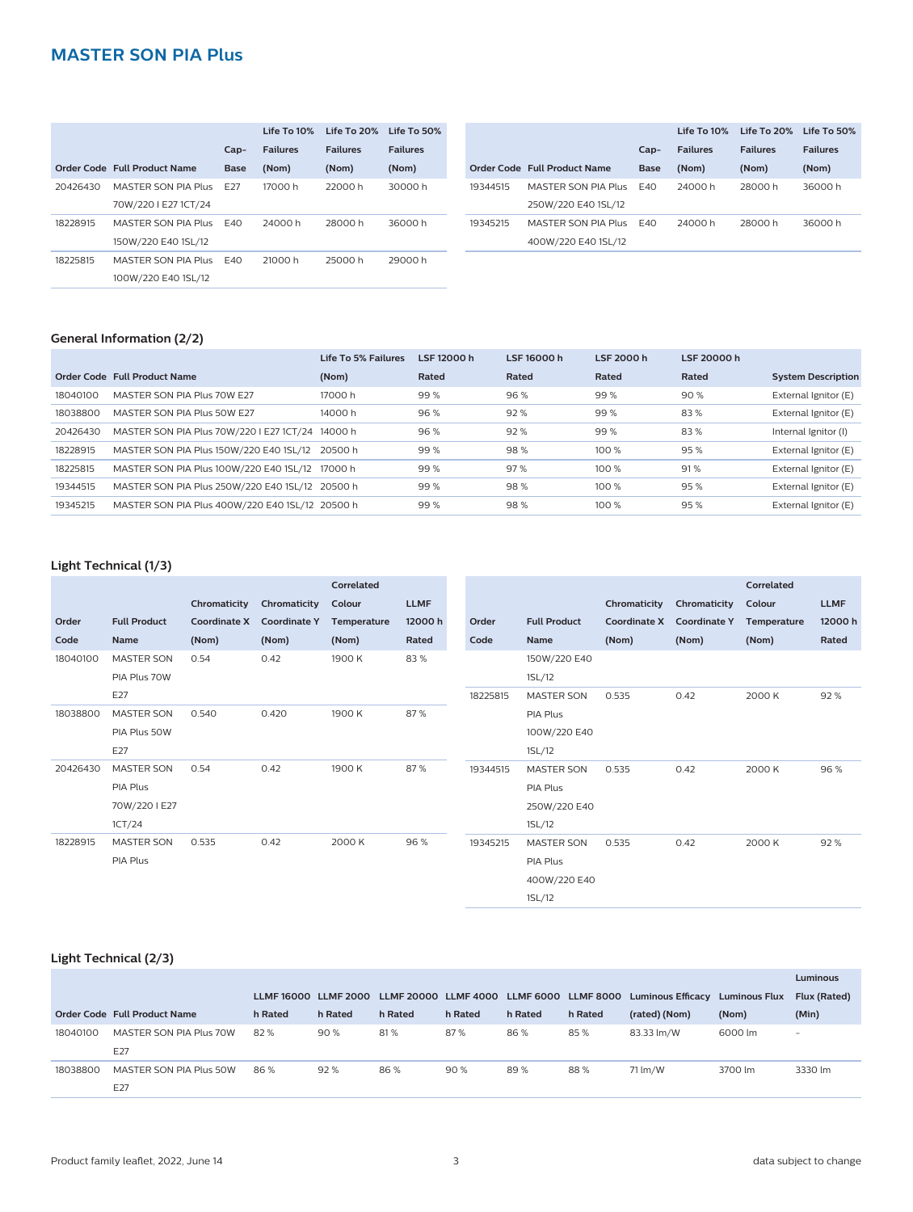## MASTER SON PIA Plus

| Order Code | Full Product Name | Cap-Base | Life To 10% Failures (Nom) | Life To 20% Failures (Nom) | Life To 50% Failures (Nom) |
|---|---|---|---|---|---|
| 20426430 | MASTER SON PIA Plus 70W/220 I E27 1CT/24 | E27 | 17000 h | 22000 h | 30000 h |
| 18228915 | MASTER SON PIA Plus 150W/220 E40 1SL/12 | E40 | 24000 h | 28000 h | 36000 h |
| 18225815 | MASTER SON PIA Plus 100W/220 E40 1SL/12 | E40 | 21000 h | 25000 h | 29000 h |
| 19344515 | MASTER SON PIA Plus 250W/220 E40 1SL/12 | E40 | 24000 h | 28000 h | 36000 h |
| 19345215 | MASTER SON PIA Plus 400W/220 E40 1SL/12 | E40 | 24000 h | 28000 h | 36000 h |

### General Information (2/2)

| Order Code | Full Product Name | Life To 5% Failures (Nom) | LSF 12000 h Rated | LSF 16000 h Rated | LSF 2000 h Rated | LSF 20000 h Rated | System Description |
|---|---|---|---|---|---|---|---|
| 18040100 | MASTER SON PIA Plus 70W E27 | 17000 h | 99 % | 96 % | 99 % | 90 % | External Ignitor (E) |
| 18038800 | MASTER SON PIA Plus 50W E27 | 14000 h | 96 % | 92 % | 99 % | 83 % | External Ignitor (E) |
| 20426430 | MASTER SON PIA Plus 70W/220 I E27 1CT/24 | 14000 h | 96 % | 92 % | 99 % | 83 % | Internal Ignitor (I) |
| 18228915 | MASTER SON PIA Plus 150W/220 E40 1SL/12 | 20500 h | 99 % | 98 % | 100 % | 95 % | External Ignitor (E) |
| 18225815 | MASTER SON PIA Plus 100W/220 E40 1SL/12 | 17000 h | 99 % | 97 % | 100 % | 91 % | External Ignitor (E) |
| 19344515 | MASTER SON PIA Plus 250W/220 E40 1SL/12 | 20500 h | 99 % | 98 % | 100 % | 95 % | External Ignitor (E) |
| 19345215 | MASTER SON PIA Plus 400W/220 E40 1SL/12 | 20500 h | 99 % | 98 % | 100 % | 95 % | External Ignitor (E) |

### Light Technical (1/3)

| Order Code | Full Product Name | Chromaticity Coordinate X (Nom) | Chromaticity Coordinate Y (Nom) | Correlated Colour Temperature (Nom) | LLMF 12000 h Rated |
|---|---|---|---|---|---|
| 18040100 | MASTER SON PIA Plus 70W E27 | 0.54 | 0.42 | 1900 K | 83 % |
| 18038800 | MASTER SON PIA Plus 50W E27 | 0.540 | 0.420 | 1900 K | 87 % |
| 20426430 | MASTER SON PIA Plus 70W/220 I E27 1CT/24 | 0.54 | 0.42 | 1900 K | 87 % |
| 18228915 | MASTER SON PIA Plus 150W/220 E40 1SL/12 | 0.535 | 0.42 | 2000 K | 96 % |
| 18225815 | MASTER SON PIA Plus 100W/220 E40 1SL/12 | 0.535 | 0.42 | 2000 K | 92 % |
| 19344515 | MASTER SON PIA Plus 250W/220 E40 1SL/12 | 0.535 | 0.42 | 2000 K | 96 % |
| 19345215 | MASTER SON PIA Plus 400W/220 E40 1SL/12 | 0.535 | 0.42 | 2000 K | 92 % |

### Light Technical (2/3)

| Order Code | Full Product Name | LLMF 16000 h Rated | LLMF 2000 h Rated | LLMF 20000 h Rated | LLMF 4000 h Rated | LLMF 6000 h Rated | LLMF 8000 h Rated | Luminous Efficacy (rated) (Nom) | Luminous Flux (Nom) | Luminous Flux (Rated) (Min) |
|---|---|---|---|---|---|---|---|---|---|---|
| 18040100 | MASTER SON PIA Plus 70W E27 | 82 % | 90 % | 81 % | 87 % | 86 % | 85 % | 83.33 lm/W | 6000 lm | - |
| 18038800 | MASTER SON PIA Plus 50W E27 | 86 % | 92 % | 86 % | 90 % | 89 % | 88 % | 71 lm/W | 3700 lm | 3330 lm |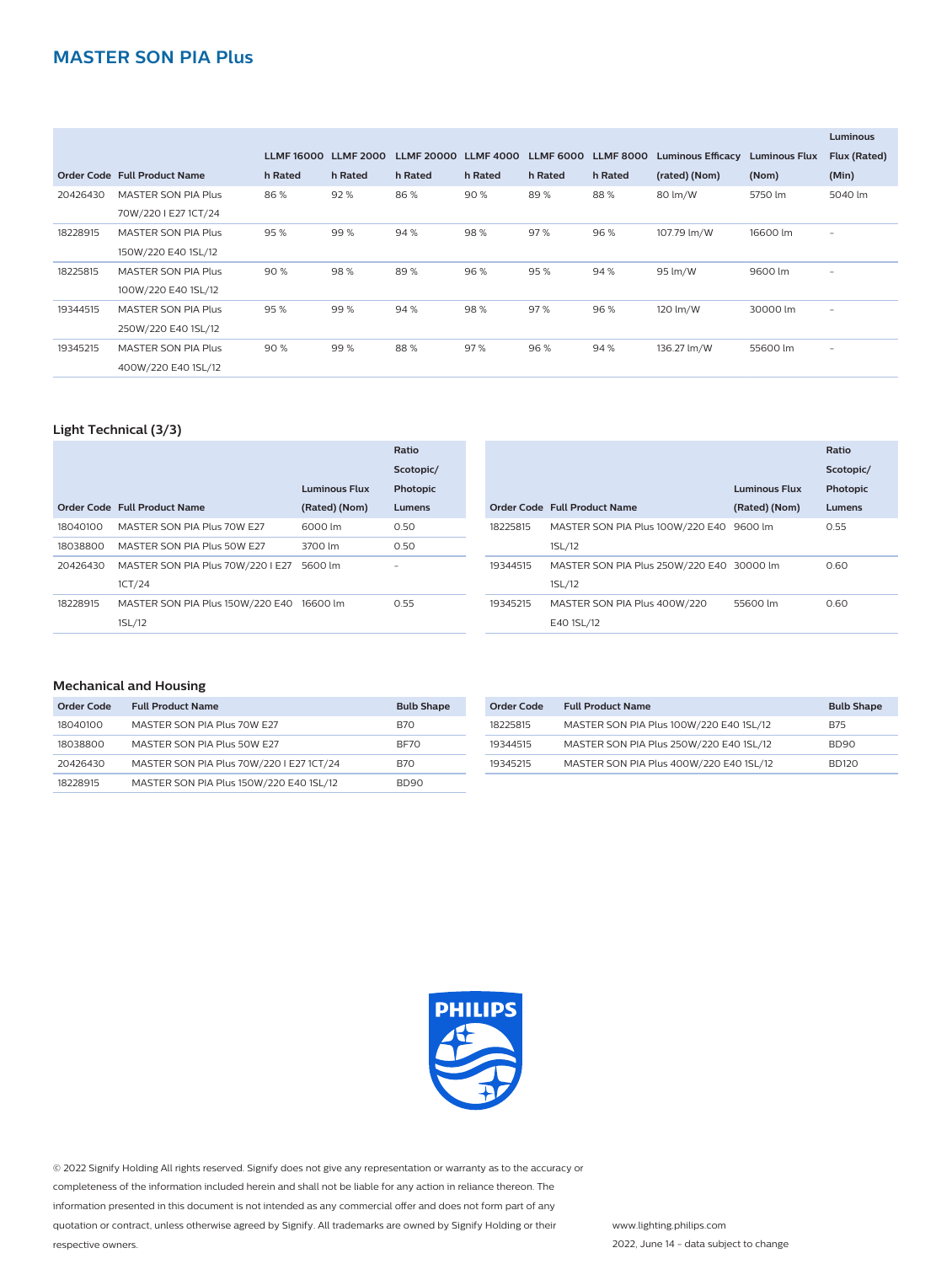## MASTER SON PIA Plus

| Order Code | Full Product Name | LLMF 16000 h Rated | LLMF 2000 h Rated | LLMF 20000 h Rated | LLMF 4000 h Rated | LLMF 6000 h Rated | LLMF 8000 h Rated | Luminous Efficacy (rated) (Nom) | Luminous Flux (Nom) | Luminous Flux (Rated) (Min) |
|---|---|---|---|---|---|---|---|---|---|---|
| 20426430 | MASTER SON PIA Plus 70W/220 I E27 1CT/24 | 86 % | 92 % | 86 % | 90 % | 89 % | 88 % | 80 lm/W | 5750 lm | 5040 lm |
| 18228915 | MASTER SON PIA Plus 150W/220 E40 1SL/12 | 95 % | 99 % | 94 % | 98 % | 97 % | 96 % | 107.79 lm/W | 16600 lm | - |
| 18225815 | MASTER SON PIA Plus 100W/220 E40 1SL/12 | 90 % | 98 % | 89 % | 96 % | 95 % | 94 % | 95 lm/W | 9600 lm | - |
| 19344515 | MASTER SON PIA Plus 250W/220 E40 1SL/12 | 95 % | 99 % | 94 % | 98 % | 97 % | 96 % | 120 lm/W | 30000 lm | - |
| 19345215 | MASTER SON PIA Plus 400W/220 E40 1SL/12 | 90 % | 99 % | 88 % | 97 % | 96 % | 94 % | 136.27 lm/W | 55600 lm | - |

### Light Technical (3/3)

| Order Code | Full Product Name | Luminous Flux (Rated) (Nom) | Ratio Scotopic/ Photopic Lumens |
|---|---|---|---|
| 18040100 | MASTER SON PIA Plus 70W E27 | 6000 lm | 0.50 |
| 18038800 | MASTER SON PIA Plus 50W E27 | 3700 lm | 0.50 |
| 20426430 | MASTER SON PIA Plus 70W/220 I E27 1CT/24 | 5600 lm | - |
| 18228915 | MASTER SON PIA Plus 150W/220 E40 1SL/12 | 16600 lm | 0.55 |
| 18225815 | MASTER SON PIA Plus 100W/220 E40 1SL/12 | 9600 lm | 0.55 |
| 19344515 | MASTER SON PIA Plus 250W/220 E40 1SL/12 | 30000 lm | 0.60 |
| 19345215 | MASTER SON PIA Plus 400W/220 E40 1SL/12 | 55600 lm | 0.60 |

### Mechanical and Housing

| Order Code | Full Product Name | Bulb Shape |
|---|---|---|
| 18040100 | MASTER SON PIA Plus 70W E27 | B70 |
| 18038800 | MASTER SON PIA Plus 50W E27 | BF70 |
| 20426430 | MASTER SON PIA Plus 70W/220 I E27 1CT/24 | B70 |
| 18228915 | MASTER SON PIA Plus 150W/220 E40 1SL/12 | BD90 |
| 18225815 | MASTER SON PIA Plus 100W/220 E40 1SL/12 | B75 |
| 19344515 | MASTER SON PIA Plus 250W/220 E40 1SL/12 | BD90 |
| 19345215 | MASTER SON PIA Plus 400W/220 E40 1SL/12 | BD120 |

PHILIPS

© 2022 Signify Holding All rights reserved. Signify does not give any representation or warranty as to the accuracy or completeness of the information included herein and shall not be liable for any action in reliance thereon. The information presented in this document is not intended as any commercial offer and does not form part of any quotation or contract, unless otherwise agreed by Signify. All trademarks are owned by Signify Holding or their respective owners.

www.lighting.philips.com

2022, June 14 - data subject to change